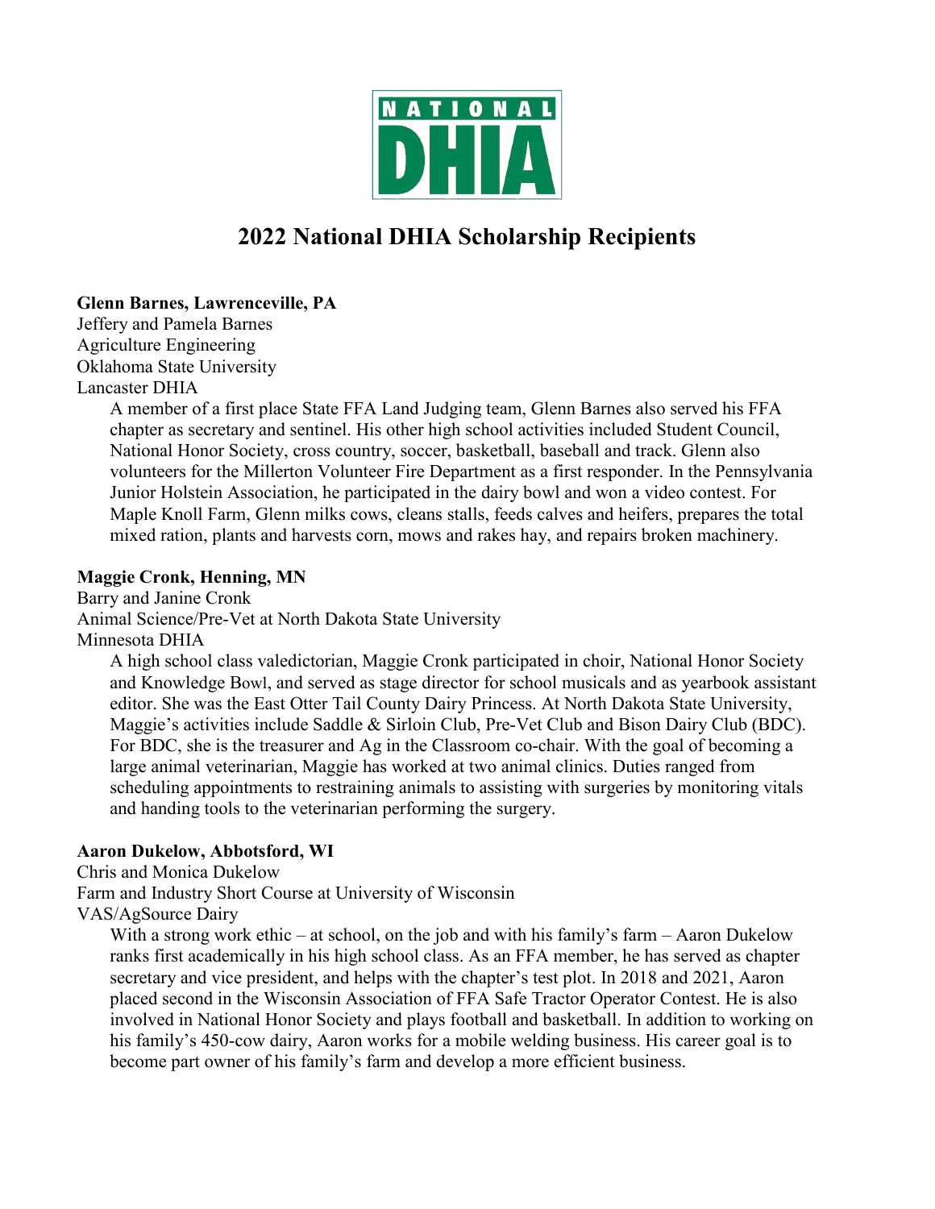NATIONAL DHIA

# 2022 National DHIA Scholarship Recipients

**Glenn Barnes, Lawrenceville, PA**
Jeffery and Pamela Barnes
Agriculture Engineering
Oklahoma State University
Lancaster DHIA

A member of a first place State FFA Land Judging team, Glenn Barnes also served his FFA chapter as secretary and sentinel. His other high school activities included Student Council, National Honor Society, cross country, soccer, basketball, baseball and track. Glenn also volunteers for the Millerton Volunteer Fire Department as a first responder. In the Pennsylvania Junior Holstein Association, he participated in the dairy bowl and won a video contest. For Maple Knoll Farm, Glenn milks cows, cleans stalls, feeds calves and heifers, prepares the total mixed ration, plants and harvests corn, mows and rakes hay, and repairs broken machinery.

**Maggie Cronk, Henning, MN**
Barry and Janine Cronk
Animal Science/Pre-Vet at North Dakota State University
Minnesota DHIA

A high school class valedictorian, Maggie Cronk participated in choir, National Honor Society and Knowledge Bowl, and served as stage director for school musicals and as yearbook assistant editor. She was the East Otter Tail County Dairy Princess. At North Dakota State University, Maggie's activities include Saddle & Sirloin Club, Pre-Vet Club and Bison Dairy Club (BDC). For BDC, she is the treasurer and Ag in the Classroom co-chair. With the goal of becoming a large animal veterinarian, Maggie has worked at two animal clinics. Duties ranged from scheduling appointments to restraining animals to assisting with surgeries by monitoring vitals and handing tools to the veterinarian performing the surgery.

**Aaron Dukelow, Abbotsford, WI**
Chris and Monica Dukelow
Farm and Industry Short Course at University of Wisconsin
VAS/AgSource Dairy

With a strong work ethic – at school, on the job and with his family's farm – Aaron Dukelow ranks first academically in his high school class. As an FFA member, he has served as chapter secretary and vice president, and helps with the chapter's test plot. In 2018 and 2021, Aaron placed second in the Wisconsin Association of FFA Safe Tractor Operator Contest. He is also involved in National Honor Society and plays football and basketball. In addition to working on his family's 450-cow dairy, Aaron works for a mobile welding business. His career goal is to become part owner of his family's farm and develop a more efficient business.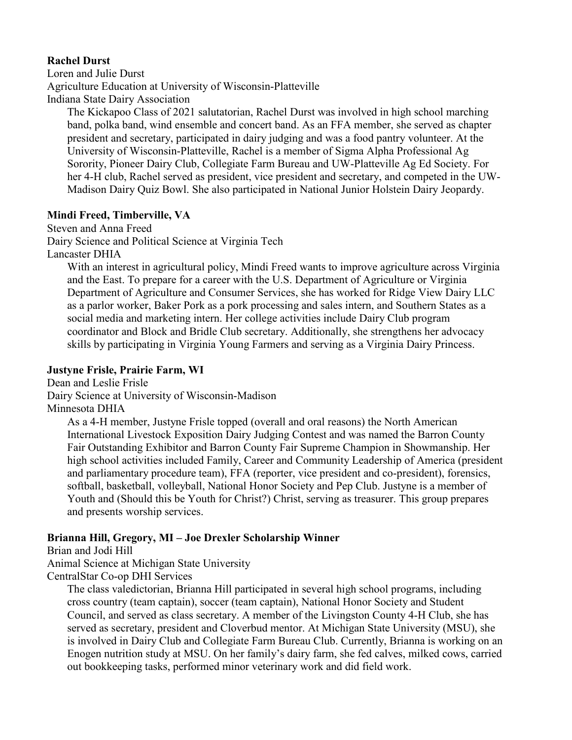**Rachel Durst**

Loren and Julie Durst

Agriculture Education at University of Wisconsin-Platteville

Indiana State Dairy Association

The Kickapoo Class of 2021 salutatorian, Rachel Durst was involved in high school marching band, polka band, wind ensemble and concert band. As an FFA member, she served as chapter president and secretary, participated in dairy judging and was a food pantry volunteer. At the University of Wisconsin-Platteville, Rachel is a member of Sigma Alpha Professional Ag Sorority, Pioneer Dairy Club, Collegiate Farm Bureau and UW-Platteville Ag Ed Society. For her 4-H club, Rachel served as president, vice president and secretary, and competed in the UW-Madison Dairy Quiz Bowl. She also participated in National Junior Holstein Dairy Jeopardy.

**Mindi Freed, Timberville, VA**

Steven and Anna Freed

Dairy Science and Political Science at Virginia Tech

Lancaster DHIA

With an interest in agricultural policy, Mindi Freed wants to improve agriculture across Virginia and the East. To prepare for a career with the U.S. Department of Agriculture or Virginia Department of Agriculture and Consumer Services, she has worked for Ridge View Dairy LLC as a parlor worker, Baker Pork as a pork processing and sales intern, and Southern States as a social media and marketing intern. Her college activities include Dairy Club program coordinator and Block and Bridle Club secretary. Additionally, she strengthens her advocacy skills by participating in Virginia Young Farmers and serving as a Virginia Dairy Princess.

**Justyne Frisle, Prairie Farm, WI**

Dean and Leslie Frisle

Dairy Science at University of Wisconsin-Madison

Minnesota DHIA

As a 4-H member, Justyne Frisle topped (overall and oral reasons) the North American International Livestock Exposition Dairy Judging Contest and was named the Barron County Fair Outstanding Exhibitor and Barron County Fair Supreme Champion in Showmanship. Her high school activities included Family, Career and Community Leadership of America (president and parliamentary procedure team), FFA (reporter, vice president and co-president), forensics, softball, basketball, volleyball, National Honor Society and Pep Club. Justyne is a member of Youth and (Should this be Youth for Christ?) Christ, serving as treasurer. This group prepares and presents worship services.

**Brianna Hill, Gregory, MI – Joe Drexler Scholarship Winner**

Brian and Jodi Hill

Animal Science at Michigan State University

CentralStar Co-op DHI Services

The class valedictorian, Brianna Hill participated in several high school programs, including cross country (team captain), soccer (team captain), National Honor Society and Student Council, and served as class secretary. A member of the Livingston County 4-H Club, she has served as secretary, president and Cloverbud mentor. At Michigan State University (MSU), she is involved in Dairy Club and Collegiate Farm Bureau Club. Currently, Brianna is working on an Enogen nutrition study at MSU. On her family's dairy farm, she fed calves, milked cows, carried out bookkeeping tasks, performed minor veterinary work and did field work.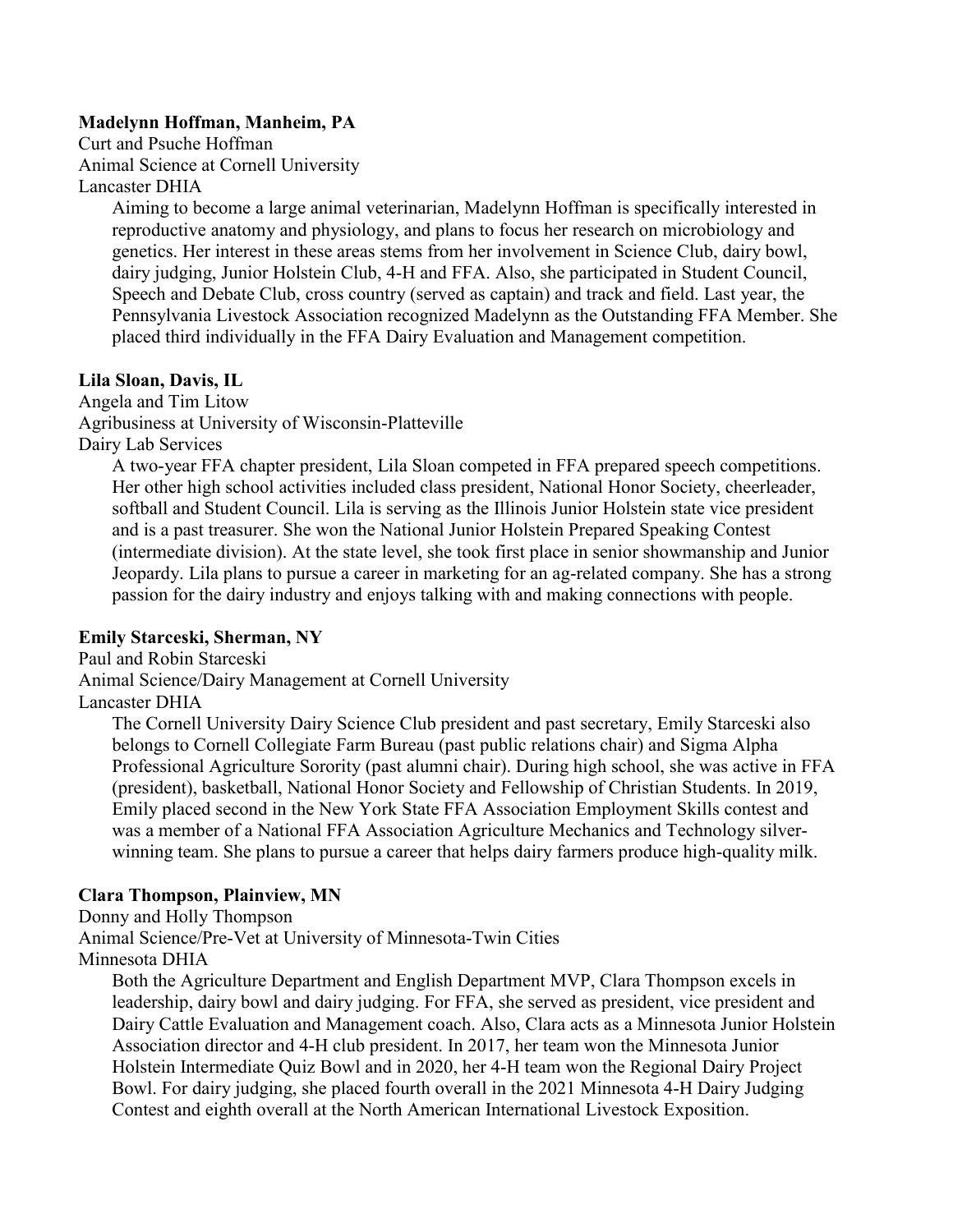**Madelynn Hoffman, Manheim, PA**

Curt and Psuche Hoffman

Animal Science at Cornell University

Lancaster DHIA

Aiming to become a large animal veterinarian, Madelynn Hoffman is specifically interested in reproductive anatomy and physiology, and plans to focus her research on microbiology and genetics. Her interest in these areas stems from her involvement in Science Club, dairy bowl, dairy judging, Junior Holstein Club, 4-H and FFA. Also, she participated in Student Council, Speech and Debate Club, cross country (served as captain) and track and field. Last year, the Pennsylvania Livestock Association recognized Madelynn as the Outstanding FFA Member. She placed third individually in the FFA Dairy Evaluation and Management competition.

**Lila Sloan, Davis, IL**

Angela and Tim Litow

Agribusiness at University of Wisconsin-Platteville

Dairy Lab Services

A two-year FFA chapter president, Lila Sloan competed in FFA prepared speech competitions. Her other high school activities included class president, National Honor Society, cheerleader, softball and Student Council. Lila is serving as the Illinois Junior Holstein state vice president and is a past treasurer. She won the National Junior Holstein Prepared Speaking Contest (intermediate division). At the state level, she took first place in senior showmanship and Junior Jeopardy. Lila plans to pursue a career in marketing for an ag-related company. She has a strong passion for the dairy industry and enjoys talking with and making connections with people.

**Emily Starceski, Sherman, NY**

Paul and Robin Starceski

Animal Science/Dairy Management at Cornell University

Lancaster DHIA

The Cornell University Dairy Science Club president and past secretary, Emily Starceski also belongs to Cornell Collegiate Farm Bureau (past public relations chair) and Sigma Alpha Professional Agriculture Sorority (past alumni chair). During high school, she was active in FFA (president), basketball, National Honor Society and Fellowship of Christian Students. In 2019, Emily placed second in the New York State FFA Association Employment Skills contest and was a member of a National FFA Association Agriculture Mechanics and Technology silver-winning team. She plans to pursue a career that helps dairy farmers produce high-quality milk.

**Clara Thompson, Plainview, MN**

Donny and Holly Thompson

Animal Science/Pre-Vet at University of Minnesota-Twin Cities

Minnesota DHIA

Both the Agriculture Department and English Department MVP, Clara Thompson excels in leadership, dairy bowl and dairy judging. For FFA, she served as president, vice president and Dairy Cattle Evaluation and Management coach. Also, Clara acts as a Minnesota Junior Holstein Association director and 4-H club president. In 2017, her team won the Minnesota Junior Holstein Intermediate Quiz Bowl and in 2020, her 4-H team won the Regional Dairy Project Bowl. For dairy judging, she placed fourth overall in the 2021 Minnesota 4-H Dairy Judging Contest and eighth overall at the North American International Livestock Exposition.